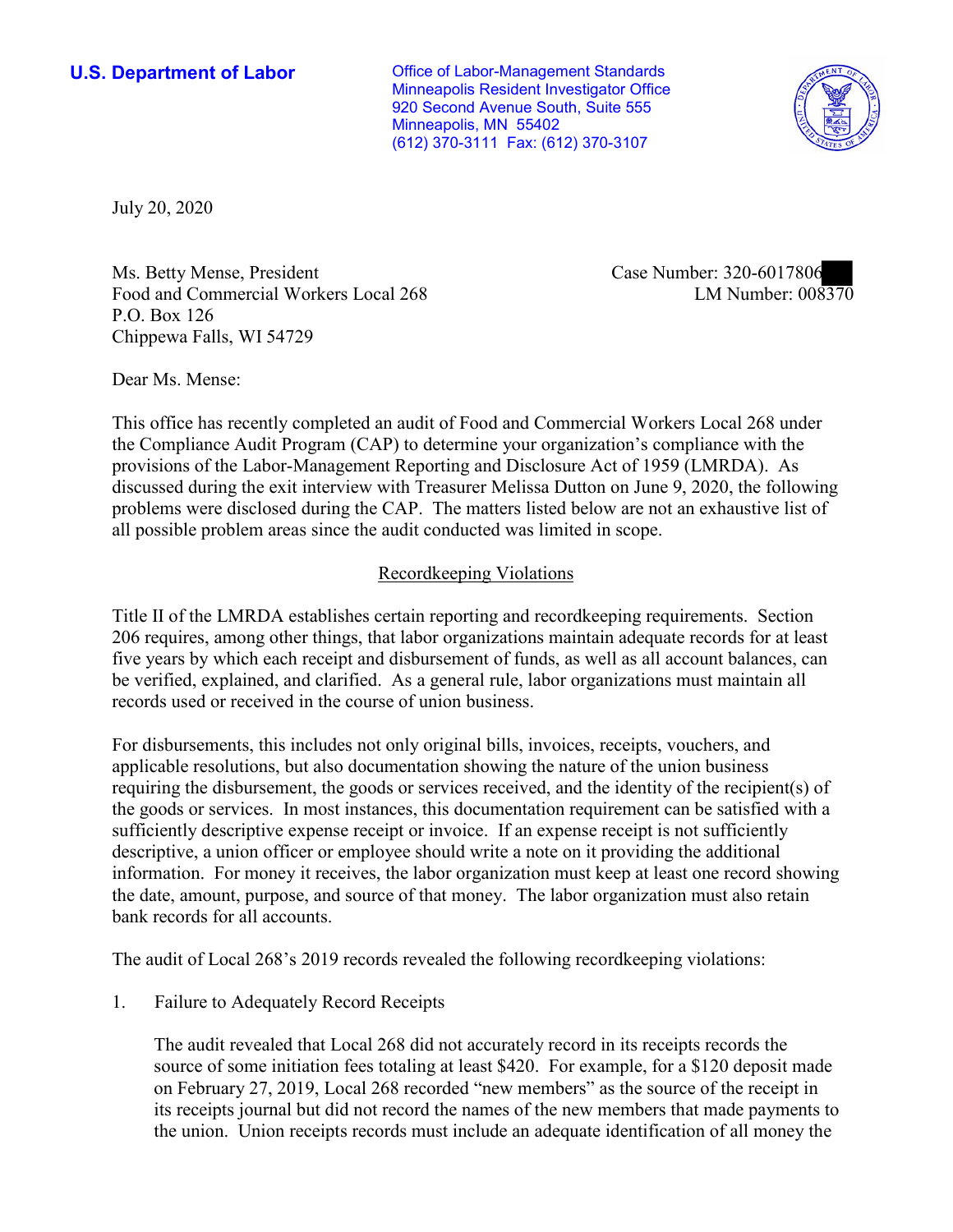**U.S. Department of Labor**

Office of Labor-Management Standards
Minneapolis Resident Investigator Office
920 Second Avenue South, Suite 555
Minneapolis, MN 55402
(612) 370-3111 Fax: (612) 370-3107

July 20, 2020

Ms. Betty Mense, President
Food and Commercial Workers Local 268
P.O. Box 126
Chippewa Falls, WI 54729

Case Number: 320-6017806
LM Number: 008370

Dear Ms. Mense:

This office has recently completed an audit of Food and Commercial Workers Local 268 under the Compliance Audit Program (CAP) to determine your organization's compliance with the provisions of the Labor-Management Reporting and Disclosure Act of 1959 (LMRDA). As discussed during the exit interview with Treasurer Melissa Dutton on June 9, 2020, the following problems were disclosed during the CAP. The matters listed below are not an exhaustive list of all possible problem areas since the audit conducted was limited in scope.

## Recordkeeping Violations

Title II of the LMRDA establishes certain reporting and recordkeeping requirements. Section 206 requires, among other things, that labor organizations maintain adequate records for at least five years by which each receipt and disbursement of funds, as well as all account balances, can be verified, explained, and clarified. As a general rule, labor organizations must maintain all records used or received in the course of union business.

For disbursements, this includes not only original bills, invoices, receipts, vouchers, and applicable resolutions, but also documentation showing the nature of the union business requiring the disbursement, the goods or services received, and the identity of the recipient(s) of the goods or services. In most instances, this documentation requirement can be satisfied with a sufficiently descriptive expense receipt or invoice. If an expense receipt is not sufficiently descriptive, a union officer or employee should write a note on it providing the additional information. For money it receives, the labor organization must keep at least one record showing the date, amount, purpose, and source of that money. The labor organization must also retain bank records for all accounts.

The audit of Local 268's 2019 records revealed the following recordkeeping violations:

1. Failure to Adequately Record Receipts

   The audit revealed that Local 268 did not accurately record in its receipts records the source of some initiation fees totaling at least $420. For example, for a $120 deposit made on February 27, 2019, Local 268 recorded "new members" as the source of the receipt in its receipts journal but did not record the names of the new members that made payments to the union. Union receipts records must include an adequate identification of all money the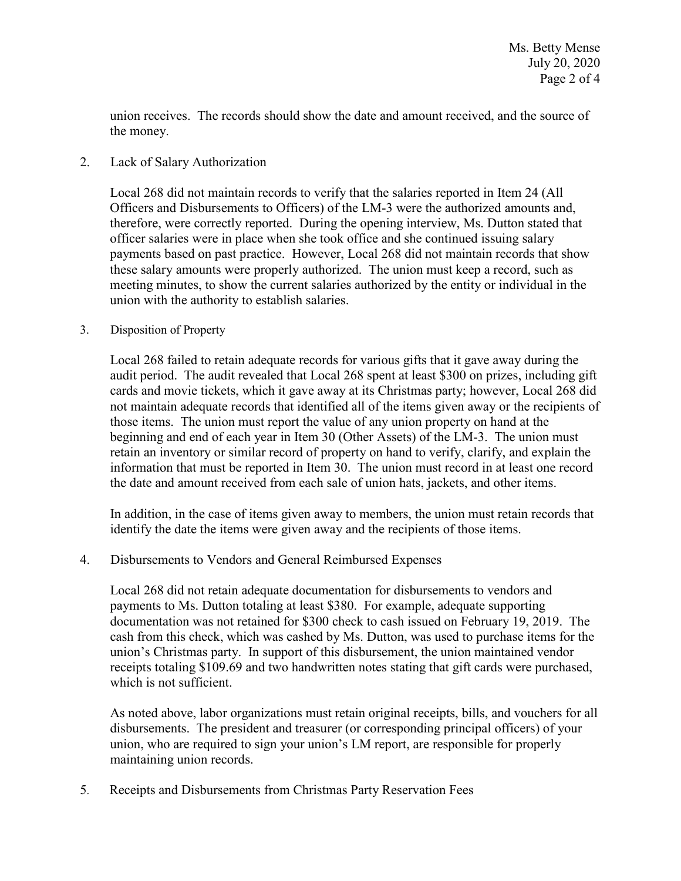union receives. The records should show the date and amount received, and the source of the money.

2. Lack of Salary Authorization

   Local 268 did not maintain records to verify that the salaries reported in Item 24 (All Officers and Disbursements to Officers) of the LM-3 were the authorized amounts and, therefore, were correctly reported. During the opening interview, Ms. Dutton stated that officer salaries were in place when she took office and she continued issuing salary payments based on past practice. However, Local 268 did not maintain records that show these salary amounts were properly authorized. The union must keep a record, such as meeting minutes, to show the current salaries authorized by the entity or individual in the union with the authority to establish salaries.

3. Disposition of Property

   Local 268 failed to retain adequate records for various gifts that it gave away during the audit period. The audit revealed that Local 268 spent at least $300 on prizes, including gift cards and movie tickets, which it gave away at its Christmas party; however, Local 268 did not maintain adequate records that identified all of the items given away or the recipients of those items. The union must report the value of any union property on hand at the beginning and end of each year in Item 30 (Other Assets) of the LM-3. The union must retain an inventory or similar record of property on hand to verify, clarify, and explain the information that must be reported in Item 30. The union must record in at least one record the date and amount received from each sale of union hats, jackets, and other items.

   In addition, in the case of items given away to members, the union must retain records that identify the date the items were given away and the recipients of those items.

4. Disbursements to Vendors and General Reimbursed Expenses

   Local 268 did not retain adequate documentation for disbursements to vendors and payments to Ms. Dutton totaling at least $380. For example, adequate supporting documentation was not retained for $300 check to cash issued on February 19, 2019. The cash from this check, which was cashed by Ms. Dutton, was used to purchase items for the union's Christmas party. In support of this disbursement, the union maintained vendor receipts totaling $109.69 and two handwritten notes stating that gift cards were purchased, which is not sufficient.

   As noted above, labor organizations must retain original receipts, bills, and vouchers for all disbursements. The president and treasurer (or corresponding principal officers) of your union, who are required to sign your union's LM report, are responsible for properly maintaining union records.

5. Receipts and Disbursements from Christmas Party Reservation Fees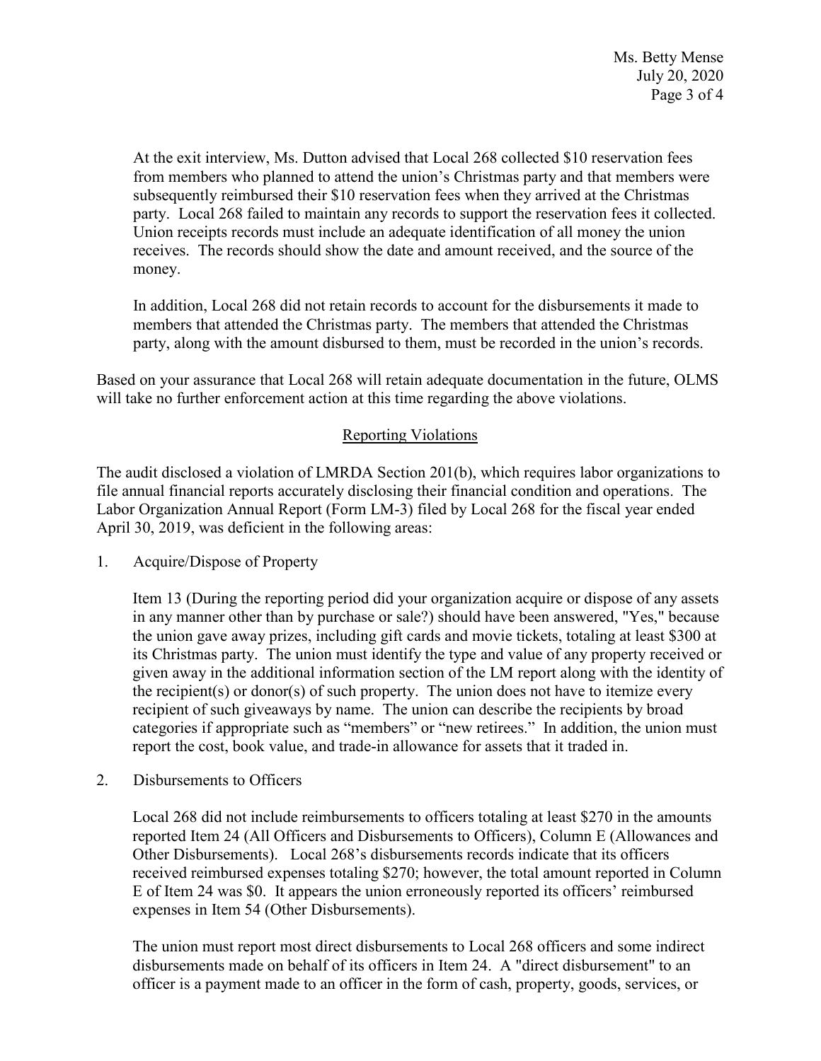At the exit interview, Ms. Dutton advised that Local 268 collected $10 reservation fees from members who planned to attend the union's Christmas party and that members were subsequently reimbursed their $10 reservation fees when they arrived at the Christmas party. Local 268 failed to maintain any records to support the reservation fees it collected. Union receipts records must include an adequate identification of all money the union receives. The records should show the date and amount received, and the source of the money.

In addition, Local 268 did not retain records to account for the disbursements it made to members that attended the Christmas party. The members that attended the Christmas party, along with the amount disbursed to them, must be recorded in the union's records.

Based on your assurance that Local 268 will retain adequate documentation in the future, OLMS will take no further enforcement action at this time regarding the above violations.

## Reporting Violations

The audit disclosed a violation of LMRDA Section 201(b), which requires labor organizations to file annual financial reports accurately disclosing their financial condition and operations. The Labor Organization Annual Report (Form LM-3) filed by Local 268 for the fiscal year ended April 30, 2019, was deficient in the following areas:

1. Acquire/Dispose of Property

   Item 13 (During the reporting period did your organization acquire or dispose of any assets in any manner other than by purchase or sale?) should have been answered, "Yes," because the union gave away prizes, including gift cards and movie tickets, totaling at least $300 at its Christmas party. The union must identify the type and value of any property received or given away in the additional information section of the LM report along with the identity of the recipient(s) or donor(s) of such property. The union does not have to itemize every recipient of such giveaways by name. The union can describe the recipients by broad categories if appropriate such as "members" or "new retirees." In addition, the union must report the cost, book value, and trade-in allowance for assets that it traded in.

2. Disbursements to Officers

   Local 268 did not include reimbursements to officers totaling at least $270 in the amounts reported Item 24 (All Officers and Disbursements to Officers), Column E (Allowances and Other Disbursements). Local 268's disbursements records indicate that its officers received reimbursed expenses totaling $270; however, the total amount reported in Column E of Item 24 was $0. It appears the union erroneously reported its officers' reimbursed expenses in Item 54 (Other Disbursements).

   The union must report most direct disbursements to Local 268 officers and some indirect disbursements made on behalf of its officers in Item 24. A "direct disbursement" to an officer is a payment made to an officer in the form of cash, property, goods, services, or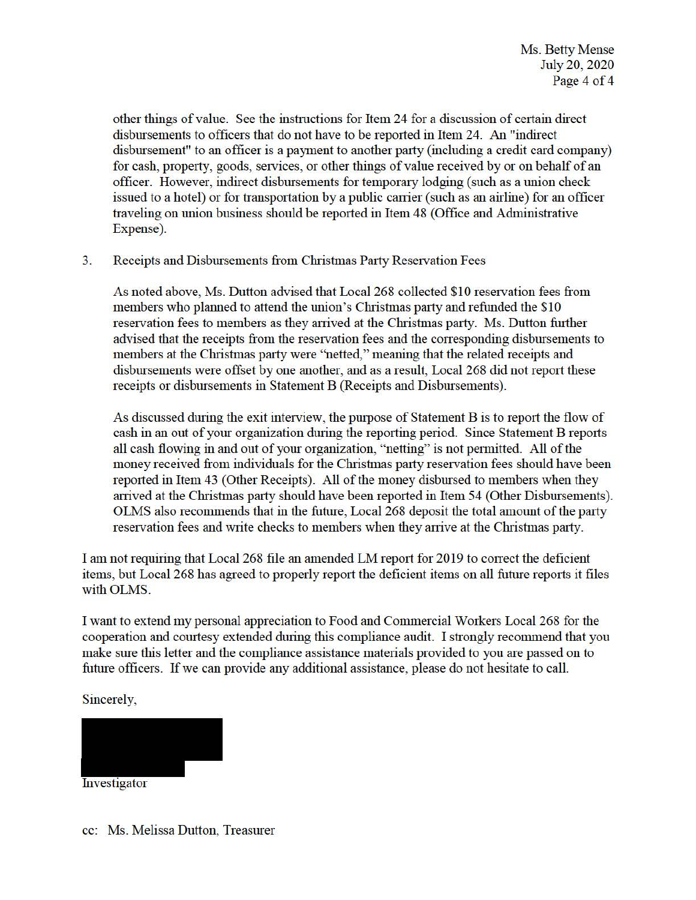other things of value. See the instructions for Item 24 for a discussion of certain direct disbursements to officers that do not have to be reported in Item 24. An "indirect disbursement" to an officer is a payment to another party (including a credit card company) for cash, property, goods, services, or other things of value received by or on behalf of an officer. However, indirect disbursements for temporary lodging (such as a union check issued to a hotel) or for transportation by a public carrier (such as an airline) for an officer traveling on union business should be reported in Item 48 (Office and Administrative Expense).

3. Receipts and Disbursements from Christmas Party Reservation Fees

   As noted above, Ms. Dutton advised that Local 268 collected $10 reservation fees from members who planned to attend the union's Christmas party and refunded the $10 reservation fees to members as they arrived at the Christmas party. Ms. Dutton further advised that the receipts from the reservation fees and the corresponding disbursements to members at the Christmas party were "netted," meaning that the related receipts and disbursements were offset by one another, and as a result, Local 268 did not report these receipts or disbursements in Statement B (Receipts and Disbursements).

   As discussed during the exit interview, the purpose of Statement B is to report the flow of cash in an out of your organization during the reporting period. Since Statement B reports all cash flowing in and out of your organization, "netting" is not permitted. All of the money received from individuals for the Christmas party reservation fees should have been reported in Item 43 (Other Receipts). All of the money disbursed to members when they arrived at the Christmas party should have been reported in Item 54 (Other Disbursements). OLMS also recommends that in the future, Local 268 deposit the total amount of the party reservation fees and write checks to members when they arrive at the Christmas party.

I am not requiring that Local 268 file an amended LM report for 2019 to correct the deficient items, but Local 268 has agreed to properly report the deficient items on all future reports it files with OLMS.

I want to extend my personal appreciation to Food and Commercial Workers Local 268 for the cooperation and courtesy extended during this compliance audit. I strongly recommend that you make sure this letter and the compliance assistance materials provided to you are passed on to future officers. If we can provide any additional assistance, please do not hesitate to call.

Sincerely,

Investigator

cc: Ms. Melissa Dutton, Treasurer